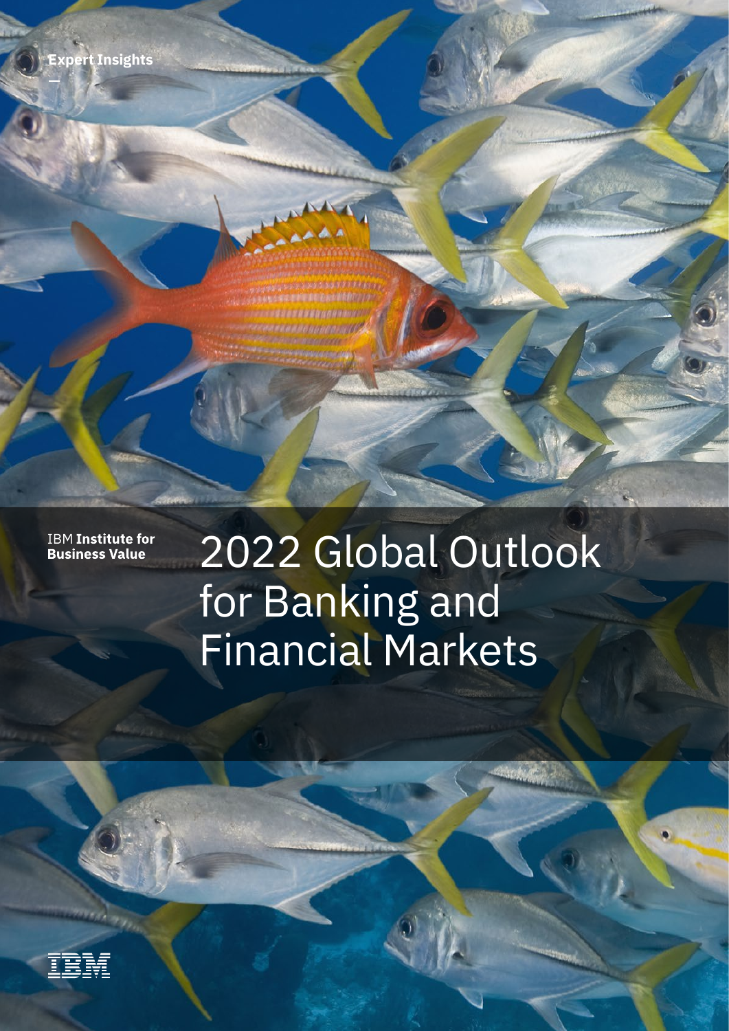Expert Insights

IBM **Institute for Business Value**

# 2022 Global Outlook for Banking and Financial Markets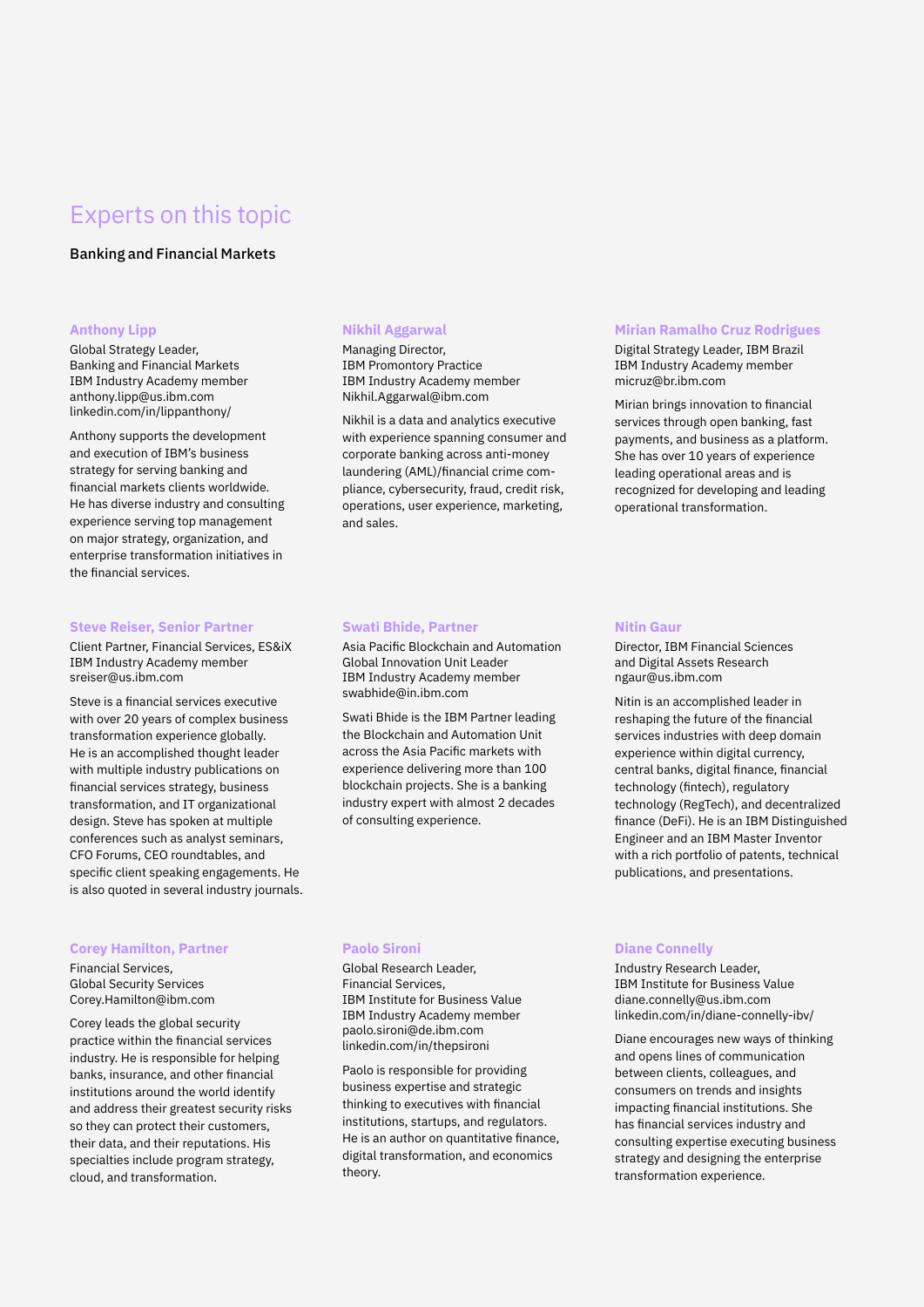# Experts on this topic

## Banking and Financial Markets

### Anthony Lipp

Global Strategy Leader,
Banking and Financial Markets
IBM Industry Academy member
anthony.lipp@us.ibm.com
linkedin.com/in/lippanthony/

Anthony supports the development and execution of IBM's business strategy for serving banking and financial markets clients worldwide. He has diverse industry and consulting experience serving top management on major strategy, organization, and enterprise transformation initiatives in the financial services.

### Nikhil Aggarwal

Managing Director,
IBM Promontory Practice
IBM Industry Academy member
Nikhil.Aggarwal@ibm.com

Nikhil is a data and analytics executive with experience spanning consumer and corporate banking across anti-money laundering (AML)/financial crime compliance, cybersecurity, fraud, credit risk, operations, user experience, marketing, and sales.

### Mirian Ramalho Cruz Rodrigues

Digital Strategy Leader, IBM Brazil
IBM Industry Academy member
micruz@br.ibm.com

Mirian brings innovation to financial services through open banking, fast payments, and business as a platform. She has over 10 years of experience leading operational areas and is recognized for developing and leading operational transformation.

### Steve Reiser, Senior Partner

Client Partner, Financial Services, ES&iX
IBM Industry Academy member
sreiser@us.ibm.com

Steve is a financial services executive with over 20 years of complex business transformation experience globally. He is an accomplished thought leader with multiple industry publications on financial services strategy, business transformation, and IT organizational design. Steve has spoken at multiple conferences such as analyst seminars, CFO Forums, CEO roundtables, and specific client speaking engagements. He is also quoted in several industry journals.

### Swati Bhide, Partner

Asia Pacific Blockchain and Automation
Global Innovation Unit Leader
IBM Industry Academy member
swabhide@in.ibm.com

Swati Bhide is the IBM Partner leading the Blockchain and Automation Unit across the Asia Pacific markets with experience delivering more than 100 blockchain projects. She is a banking industry expert with almost 2 decades of consulting experience.

### Nitin Gaur

Director, IBM Financial Sciences
and Digital Assets Research
ngaur@us.ibm.com

Nitin is an accomplished leader in reshaping the future of the financial services industries with deep domain experience within digital currency, central banks, digital finance, financial technology (fintech), regulatory technology (RegTech), and decentralized finance (DeFi). He is an IBM Distinguished Engineer and an IBM Master Inventor with a rich portfolio of patents, technical publications, and presentations.

### Corey Hamilton, Partner

Financial Services,
Global Security Services
Corey.Hamilton@ibm.com

Corey leads the global security practice within the financial services industry. He is responsible for helping banks, insurance, and other financial institutions around the world identify and address their greatest security risks so they can protect their customers, their data, and their reputations. His specialties include program strategy, cloud, and transformation.

### Paolo Sironi

Global Research Leader,
Financial Services,
IBM Institute for Business Value
IBM Industry Academy member
paolo.sironi@de.ibm.com
linkedin.com/in/thepsironi

Paolo is responsible for providing business expertise and strategic thinking to executives with financial institutions, startups, and regulators. He is an author on quantitative finance, digital transformation, and economics theory.

### Diane Connelly

Industry Research Leader,
IBM Institute for Business Value
diane.connelly@us.ibm.com
linkedin.com/in/diane-connelly-ibv/

Diane encourages new ways of thinking and opens lines of communication between clients, colleagues, and consumers on trends and insights impacting financial institutions. She has financial services industry and consulting expertise executing business strategy and designing the enterprise transformation experience.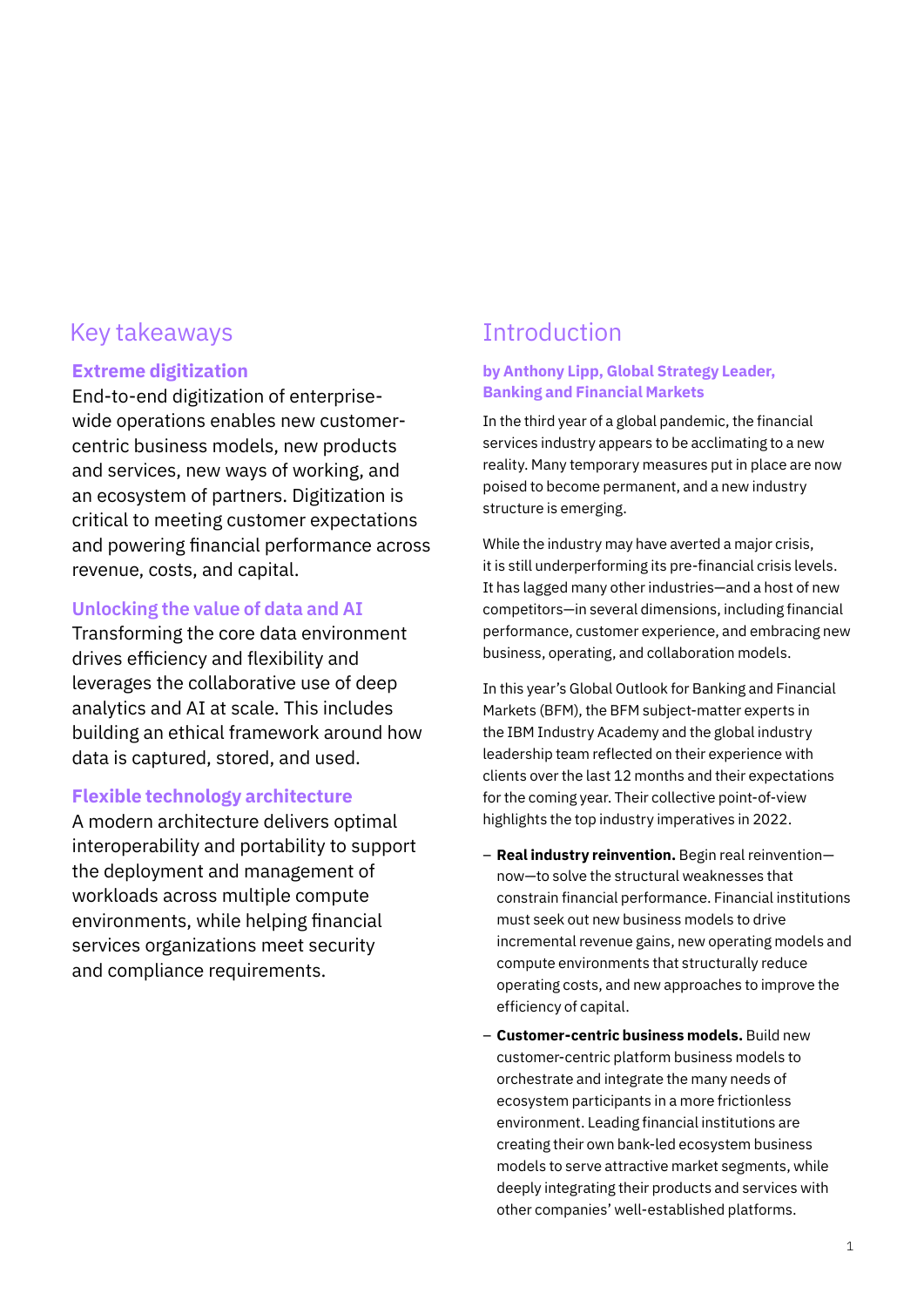## Key takeaways

### Extreme digitization

End-to-end digitization of enterprise-wide operations enables new customer-centric business models, new products and services, new ways of working, and an ecosystem of partners. Digitization is critical to meeting customer expectations and powering financial performance across revenue, costs, and capital.

### Unlocking the value of data and AI

Transforming the core data environment drives efficiency and flexibility and leverages the collaborative use of deep analytics and AI at scale. This includes building an ethical framework around how data is captured, stored, and used.

### Flexible technology architecture

A modern architecture delivers optimal interoperability and portability to support the deployment and management of workloads across multiple compute environments, while helping financial services organizations meet security and compliance requirements.

## Introduction

**by Anthony Lipp, Global Strategy Leader, Banking and Financial Markets**

In the third year of a global pandemic, the financial services industry appears to be acclimating to a new reality. Many temporary measures put in place are now poised to become permanent, and a new industry structure is emerging.

While the industry may have averted a major crisis, it is still underperforming its pre-financial crisis levels. It has lagged many other industries—and a host of new competitors—in several dimensions, including financial performance, customer experience, and embracing new business, operating, and collaboration models.

In this year's Global Outlook for Banking and Financial Markets (BFM), the BFM subject-matter experts in the IBM Industry Academy and the global industry leadership team reflected on their experience with clients over the last 12 months and their expectations for the coming year. Their collective point-of-view highlights the top industry imperatives in 2022.

- **Real industry reinvention.** Begin real reinvention—now—to solve the structural weaknesses that constrain financial performance. Financial institutions must seek out new business models to drive incremental revenue gains, new operating models and compute environments that structurally reduce operating costs, and new approaches to improve the efficiency of capital.
- **Customer-centric business models.** Build new customer-centric platform business models to orchestrate and integrate the many needs of ecosystem participants in a more frictionless environment. Leading financial institutions are creating their own bank-led ecosystem business models to serve attractive market segments, while deeply integrating their products and services with other companies' well-established platforms.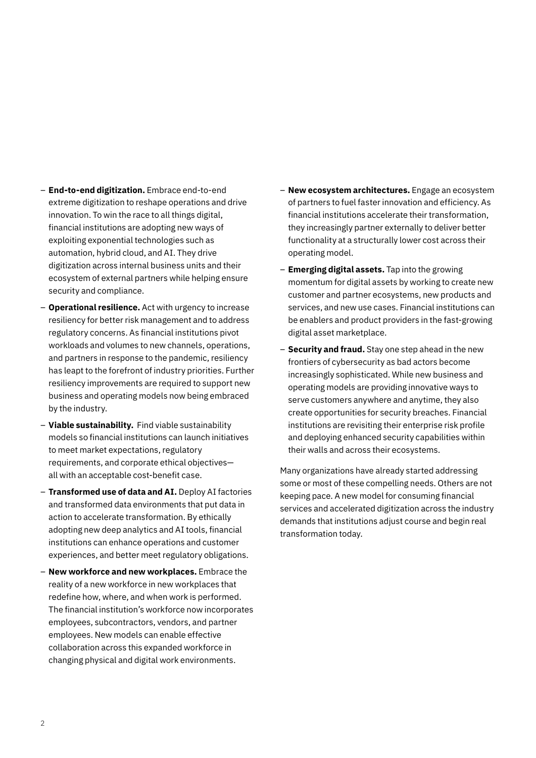- **End-to-end digitization.** Embrace end-to-end extreme digitization to reshape operations and drive innovation. To win the race to all things digital, financial institutions are adopting new ways of exploiting exponential technologies such as automation, hybrid cloud, and AI. They drive digitization across internal business units and their ecosystem of external partners while helping ensure security and compliance.
- **Operational resilience.** Act with urgency to increase resiliency for better risk management and to address regulatory concerns. As financial institutions pivot workloads and volumes to new channels, operations, and partners in response to the pandemic, resiliency has leapt to the forefront of industry priorities. Further resiliency improvements are required to support new business and operating models now being embraced by the industry.
- **Viable sustainability.** Find viable sustainability models so financial institutions can launch initiatives to meet market expectations, regulatory requirements, and corporate ethical objectives—all with an acceptable cost-benefit case.
- **Transformed use of data and AI.** Deploy AI factories and transformed data environments that put data in action to accelerate transformation. By ethically adopting new deep analytics and AI tools, financial institutions can enhance operations and customer experiences, and better meet regulatory obligations.
- **New workforce and new workplaces.** Embrace the reality of a new workforce in new workplaces that redefine how, where, and when work is performed. The financial institution's workforce now incorporates employees, subcontractors, vendors, and partner employees. New models can enable effective collaboration across this expanded workforce in changing physical and digital work environments.
- **New ecosystem architectures.** Engage an ecosystem of partners to fuel faster innovation and efficiency. As financial institutions accelerate their transformation, they increasingly partner externally to deliver better functionality at a structurally lower cost across their operating model.
- **Emerging digital assets.** Tap into the growing momentum for digital assets by working to create new customer and partner ecosystems, new products and services, and new use cases. Financial institutions can be enablers and product providers in the fast-growing digital asset marketplace.
- **Security and fraud.** Stay one step ahead in the new frontiers of cybersecurity as bad actors become increasingly sophisticated. While new business and operating models are providing innovative ways to serve customers anywhere and anytime, they also create opportunities for security breaches. Financial institutions are revisiting their enterprise risk profile and deploying enhanced security capabilities within their walls and across their ecosystems.

Many organizations have already started addressing some or most of these compelling needs. Others are not keeping pace. A new model for consuming financial services and accelerated digitization across the industry demands that institutions adjust course and begin real transformation today.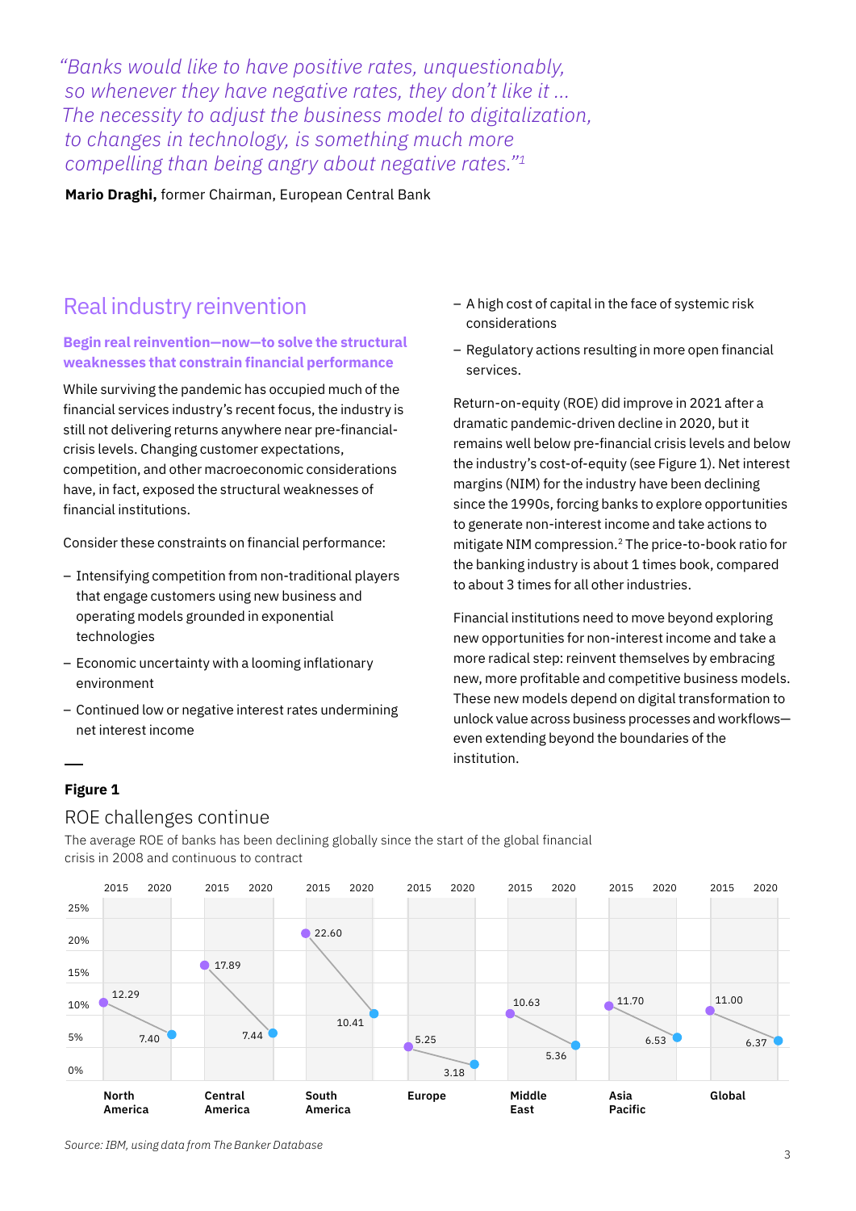*"Banks would like to have positive rates, unquestionably, so whenever they have negative rates, they don't like it ... The necessity to adjust the business model to digitalization, to changes in technology, is something much more compelling than being angry about negative rates."[1]*

**Mario Draghi,** former Chairman, European Central Bank

## Real industry reinvention

### Begin real reinvention—now—to solve the structural weaknesses that constrain financial performance

While surviving the pandemic has occupied much of the financial services industry's recent focus, the industry is still not delivering returns anywhere near pre-financial-crisis levels. Changing customer expectations, competition, and other macroeconomic considerations have, in fact, exposed the structural weaknesses of financial institutions.

Consider these constraints on financial performance:

- Intensifying competition from non-traditional players that engage customers using new business and operating models grounded in exponential technologies
- Economic uncertainty with a looming inflationary environment
- Continued low or negative interest rates undermining net interest income
- A high cost of capital in the face of systemic risk considerations
- Regulatory actions resulting in more open financial services.

Return-on-equity (ROE) did improve in 2021 after a dramatic pandemic-driven decline in 2020, but it remains well below pre-financial crisis levels and below the industry's cost-of-equity (see Figure 1). Net interest margins (NIM) for the industry have been declining since the 1990s, forcing banks to explore opportunities to generate non-interest income and take actions to mitigate NIM compression.[2] The price-to-book ratio for the banking industry is about 1 times book, compared to about 3 times for all other industries.

Financial institutions need to move beyond exploring new opportunities for non-interest income and take a more radical step: reinvent themselves by embracing new, more profitable and competitive business models. These new models depend on digital transformation to unlock value across business processes and workflows—even extending beyond the boundaries of the institution.

**Figure 1**

ROE challenges continue

The average ROE of banks has been declining globally since the start of the global financial crisis in 2008 and continuous to contract

| Region | 2015 | 2020 |
|---|---|---|
| North America | 12.29 | 7.40 |
| Central America | 17.89 | 7.44 |
| South America | 22.60 | 10.41 |
| Europe | 5.25 | 3.18 |
| Middle East | 10.63 | 5.36 |
| Asia Pacific | 11.70 | 6.53 |
| Global | 11.00 | 6.37 |

*Source: IBM, using data from The Banker Database*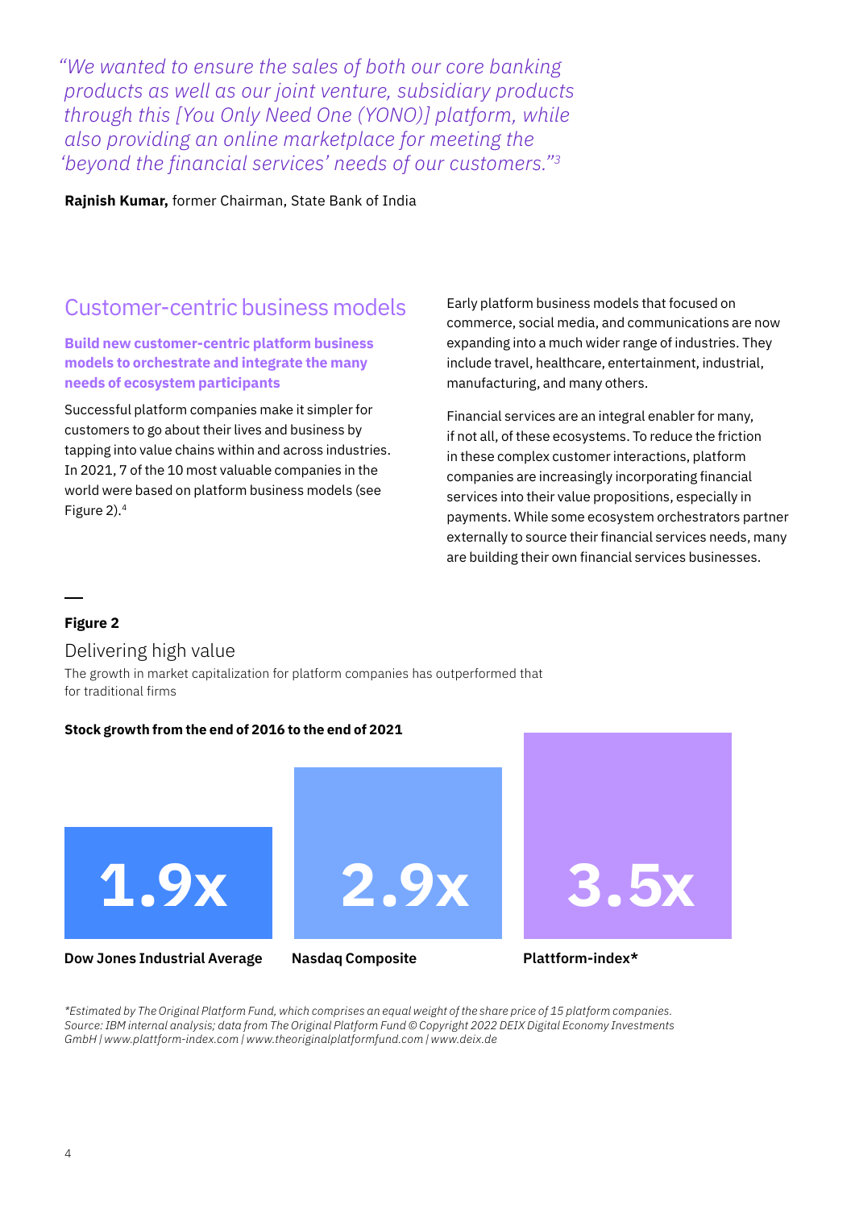*"We wanted to ensure the sales of both our core banking products as well as our joint venture, subsidiary products through this [You Only Need One (YONO)] platform, while also providing an online marketplace for meeting the 'beyond the financial services' needs of our customers."*[3]

**Rajnish Kumar,** former Chairman, State Bank of India

## Customer-centric business models

**Build new customer-centric platform business models to orchestrate and integrate the many needs of ecosystem participants**

Successful platform companies make it simpler for customers to go about their lives and business by tapping into value chains within and across industries. In 2021, 7 of the 10 most valuable companies in the world were based on platform business models (see Figure 2).[4]

Early platform business models that focused on commerce, social media, and communications are now expanding into a much wider range of industries. They include travel, healthcare, entertainment, industrial, manufacturing, and many others.

Financial services are an integral enabler for many, if not all, of these ecosystems. To reduce the friction in these complex customer interactions, platform companies are increasingly incorporating financial services into their value propositions, especially in payments. While some ecosystem orchestrators partner externally to source their financial services needs, many are building their own financial services businesses.

**Figure 2**

Delivering high value

The growth in market capitalization for platform companies has outperformed that for traditional firms

**Stock growth from the end of 2016 to the end of 2021**

| Dow Jones Industrial Average | Nasdaq Composite | Plattform-index* |
|---|---|---|
| 1.9x | 2.9x | 3.5x |

*\*Estimated by The Original Platform Fund, which comprises an equal weight of the share price of 15 platform companies.*
*Source: IBM internal analysis; data from The Original Platform Fund © Copyright 2022 DEIX Digital Economy Investments GmbH | www.plattform-index.com | www.theoriginalplatformfund.com | www.deix.de*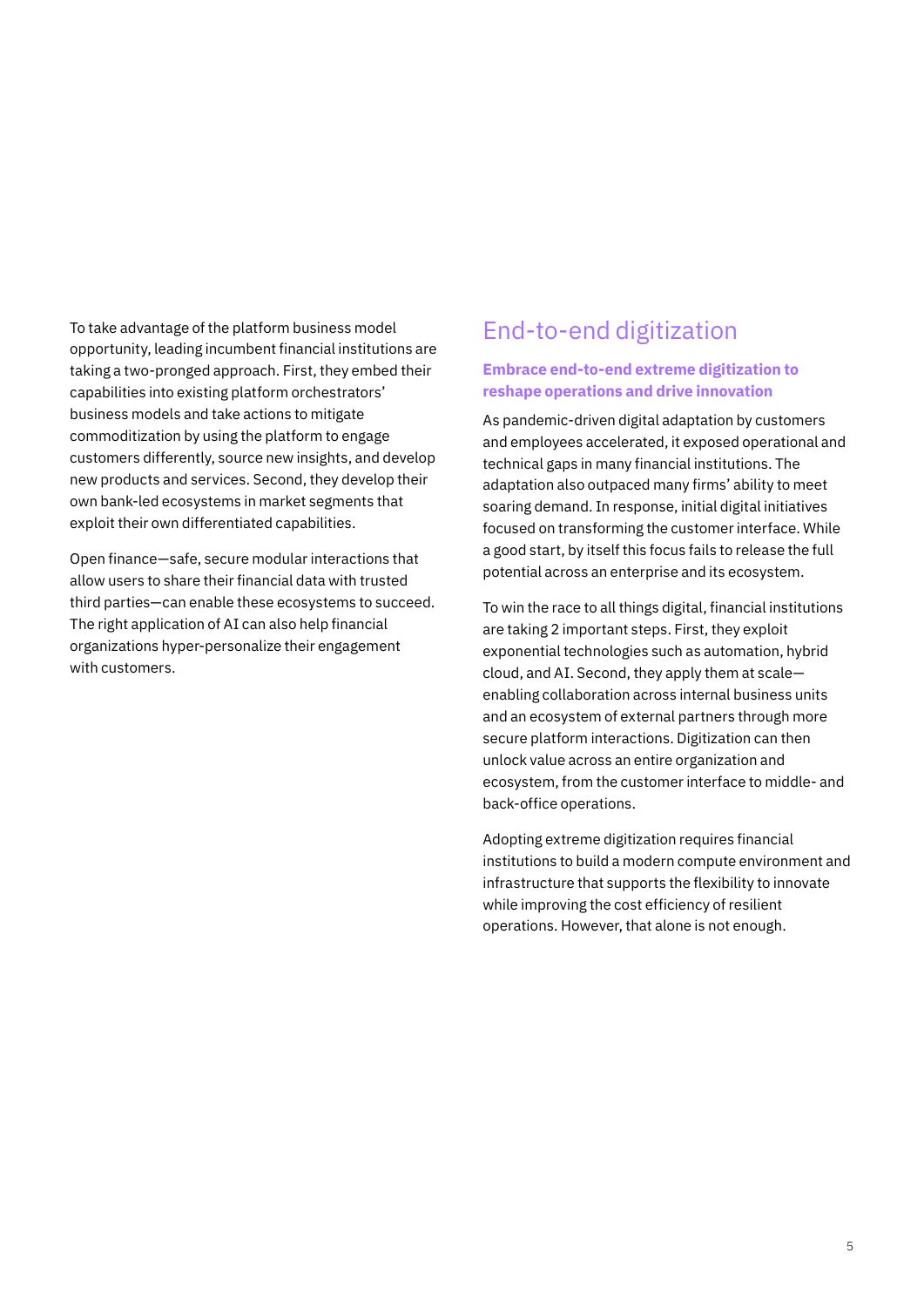To take advantage of the platform business model opportunity, leading incumbent financial institutions are taking a two-pronged approach. First, they embed their capabilities into existing platform orchestrators' business models and take actions to mitigate commoditization by using the platform to engage customers differently, source new insights, and develop new products and services. Second, they develop their own bank-led ecosystems in market segments that exploit their own differentiated capabilities.

Open finance—safe, secure modular interactions that allow users to share their financial data with trusted third parties—can enable these ecosystems to succeed. The right application of AI can also help financial organizations hyper-personalize their engagement with customers.

## End-to-end digitization

### Embrace end-to-end extreme digitization to reshape operations and drive innovation

As pandemic-driven digital adaptation by customers and employees accelerated, it exposed operational and technical gaps in many financial institutions. The adaptation also outpaced many firms' ability to meet soaring demand. In response, initial digital initiatives focused on transforming the customer interface. While a good start, by itself this focus fails to release the full potential across an enterprise and its ecosystem.

To win the race to all things digital, financial institutions are taking 2 important steps. First, they exploit exponential technologies such as automation, hybrid cloud, and AI. Second, they apply them at scale—enabling collaboration across internal business units and an ecosystem of external partners through more secure platform interactions. Digitization can then unlock value across an entire organization and ecosystem, from the customer interface to middle- and back-office operations.

Adopting extreme digitization requires financial institutions to build a modern compute environment and infrastructure that supports the flexibility to innovate while improving the cost efficiency of resilient operations. However, that alone is not enough.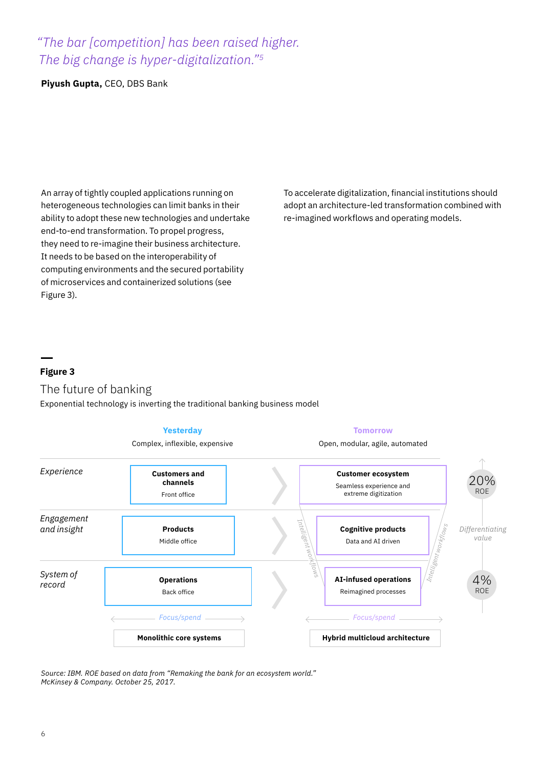*"The bar [competition] has been raised higher. The big change is hyper-digitalization."*[5]

**Piyush Gupta,** CEO, DBS Bank

An array of tightly coupled applications running on heterogeneous technologies can limit banks in their ability to adopt these new technologies and undertake end-to-end transformation. To propel progress, they need to re-imagine their business architecture. It needs to be based on the interoperability of computing environments and the secured portability of microservices and containerized solutions (see Figure 3).

To accelerate digitalization, financial institutions should adopt an architecture-led transformation combined with re-imagined workflows and operating models.

**Figure 3**

## The future of banking

Exponential technology is inverting the traditional banking business model

| | Yesterday<br>Complex, inflexible, expensive | Tomorrow<br>Open, modular, agile, automated | |
|---|---|---|---|
| *Experience* | **Customers and channels**<br>Front office | **Customer ecosystem**<br>Seamless experience and extreme digitization | 20% ROE |
| *Engagement and insight* | **Products**<br>Middle office | **Cognitive products**<br>Data and AI driven | *Differentiating value* |
| *System of record* | **Operations**<br>Back office | **AI-infused operations**<br>Reimagined processes | 4% ROE |
| | *Focus/spend* | *Focus/spend* | |
| | **Monolithic core systems** | **Hybrid multicloud architecture** | |

*Intelligent workflows*

*Source: IBM. ROE based on data from "Remaking the bank for an ecosystem world." McKinsey & Company. October 25, 2017.*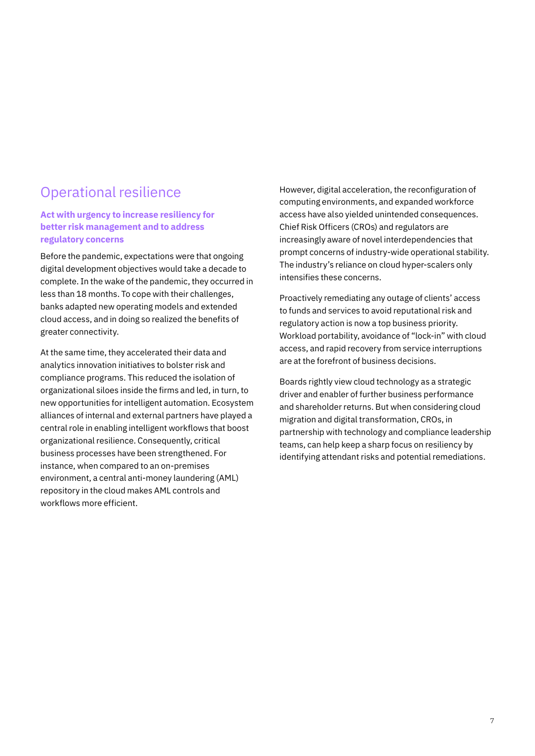## Operational resilience

### Act with urgency to increase resiliency for better risk management and to address regulatory concerns

Before the pandemic, expectations were that ongoing digital development objectives would take a decade to complete. In the wake of the pandemic, they occurred in less than 18 months. To cope with their challenges, banks adapted new operating models and extended cloud access, and in doing so realized the benefits of greater connectivity.

At the same time, they accelerated their data and analytics innovation initiatives to bolster risk and compliance programs. This reduced the isolation of organizational siloes inside the firms and led, in turn, to new opportunities for intelligent automation. Ecosystem alliances of internal and external partners have played a central role in enabling intelligent workflows that boost organizational resilience. Consequently, critical business processes have been strengthened. For instance, when compared to an on-premises environment, a central anti-money laundering (AML) repository in the cloud makes AML controls and workflows more efficient.

However, digital acceleration, the reconfiguration of computing environments, and expanded workforce access have also yielded unintended consequences. Chief Risk Officers (CROs) and regulators are increasingly aware of novel interdependencies that prompt concerns of industry-wide operational stability. The industry's reliance on cloud hyper-scalers only intensifies these concerns.

Proactively remediating any outage of clients' access to funds and services to avoid reputational risk and regulatory action is now a top business priority. Workload portability, avoidance of "lock-in" with cloud access, and rapid recovery from service interruptions are at the forefront of business decisions.

Boards rightly view cloud technology as a strategic driver and enabler of further business performance and shareholder returns. But when considering cloud migration and digital transformation, CROs, in partnership with technology and compliance leadership teams, can help keep a sharp focus on resiliency by identifying attendant risks and potential remediations.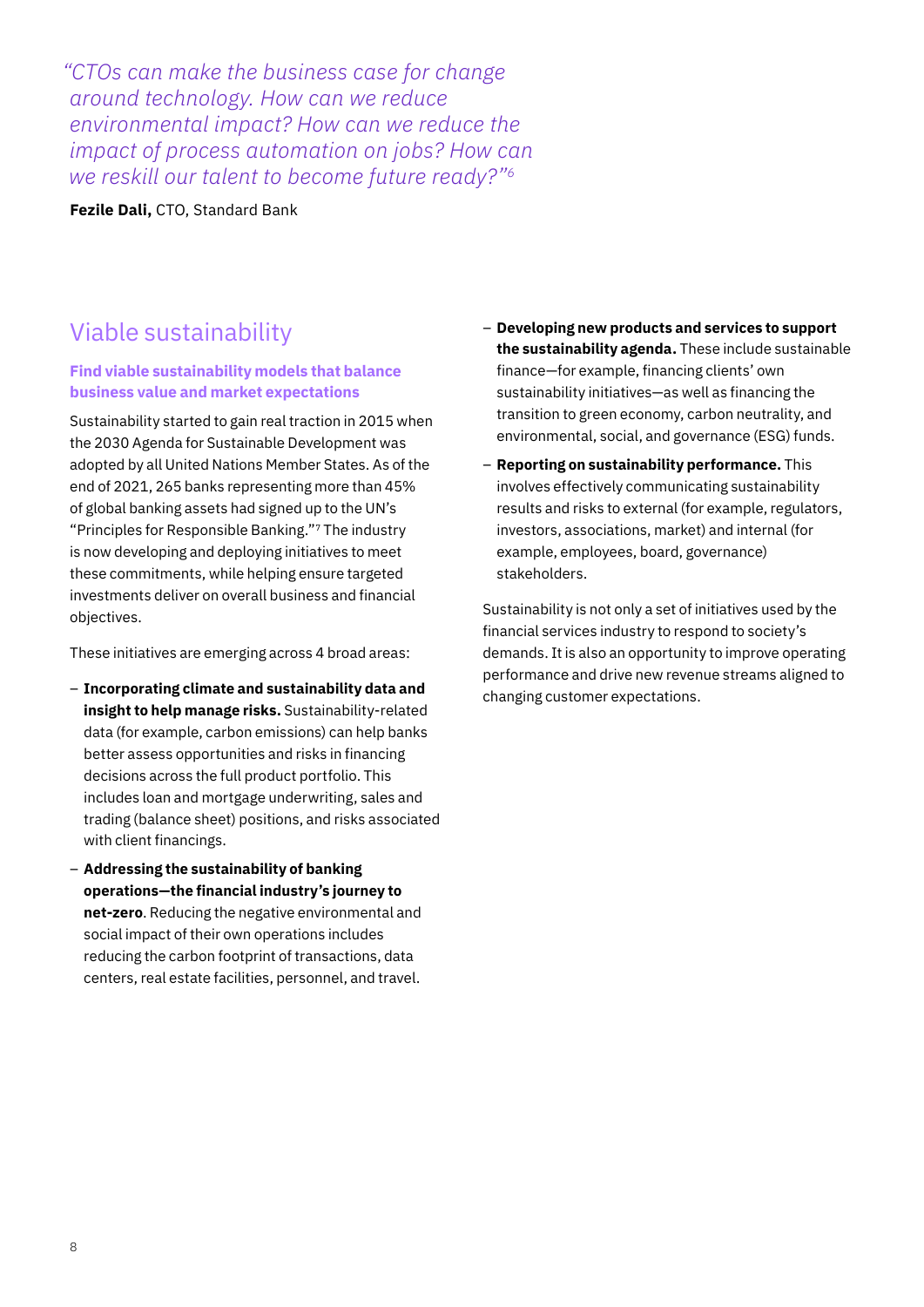*"CTOs can make the business case for change around technology. How can we reduce environmental impact? How can we reduce the impact of process automation on jobs? How can we reskill our talent to become future ready?"[6]*

**Fezile Dali,** CTO, Standard Bank

## Viable sustainability

### Find viable sustainability models that balance business value and market expectations

Sustainability started to gain real traction in 2015 when the 2030 Agenda for Sustainable Development was adopted by all United Nations Member States. As of the end of 2021, 265 banks representing more than 45% of global banking assets had signed up to the UN's "Principles for Responsible Banking."[7] The industry is now developing and deploying initiatives to meet these commitments, while helping ensure targeted investments deliver on overall business and financial objectives.

These initiatives are emerging across 4 broad areas:

- **Incorporating climate and sustainability data and insight to help manage risks.** Sustainability-related data (for example, carbon emissions) can help banks better assess opportunities and risks in financing decisions across the full product portfolio. This includes loan and mortgage underwriting, sales and trading (balance sheet) positions, and risks associated with client financings.
- **Addressing the sustainability of banking operations—the financial industry's journey to net-zero**. Reducing the negative environmental and social impact of their own operations includes reducing the carbon footprint of transactions, data centers, real estate facilities, personnel, and travel.
- **Developing new products and services to support the sustainability agenda.** These include sustainable finance—for example, financing clients' own sustainability initiatives—as well as financing the transition to green economy, carbon neutrality, and environmental, social, and governance (ESG) funds.
- **Reporting on sustainability performance.** This involves effectively communicating sustainability results and risks to external (for example, regulators, investors, associations, market) and internal (for example, employees, board, governance) stakeholders.

Sustainability is not only a set of initiatives used by the financial services industry to respond to society's demands. It is also an opportunity to improve operating performance and drive new revenue streams aligned to changing customer expectations.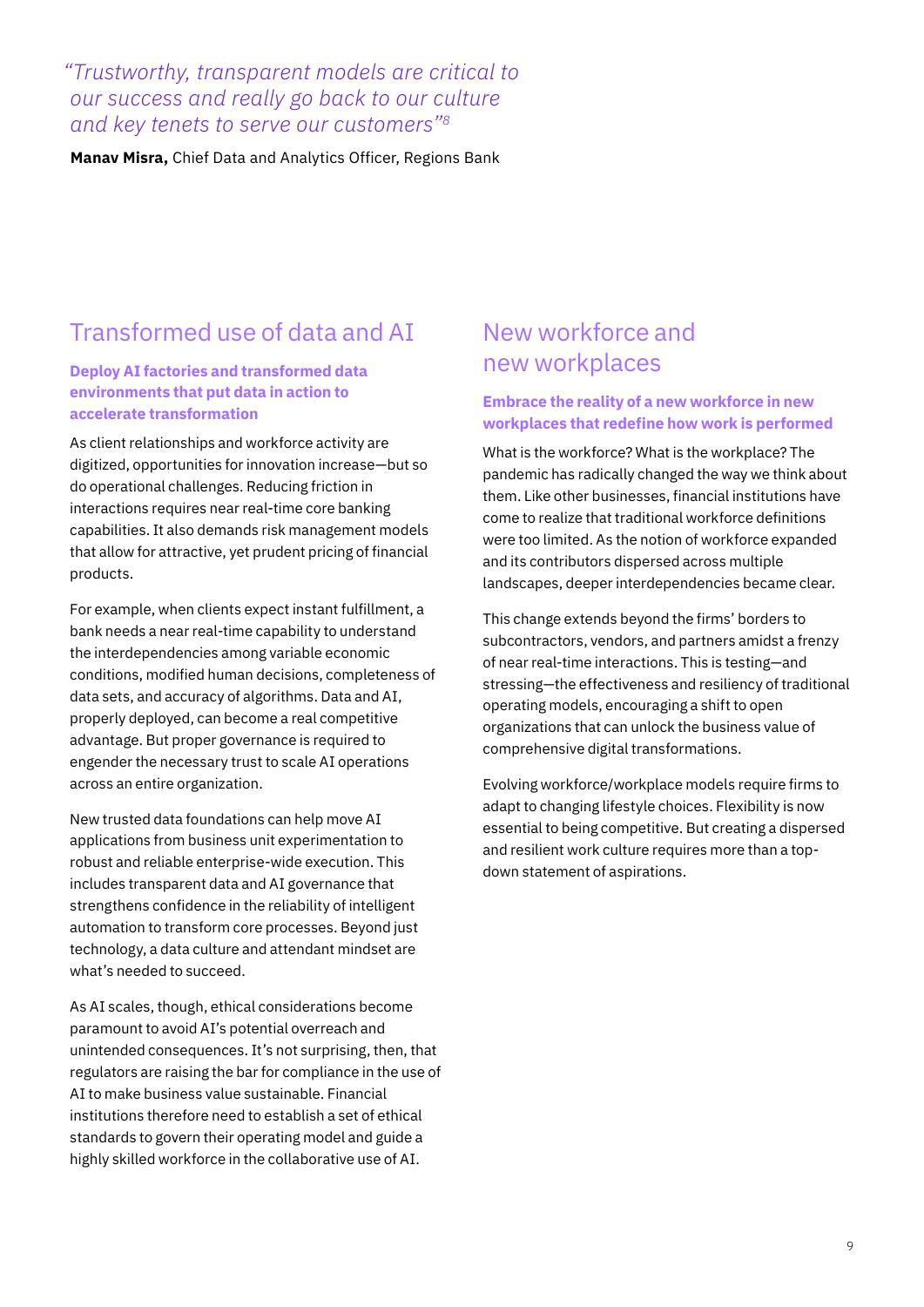*"Trustworthy, transparent models are critical to our success and really go back to our culture and key tenets to serve our customers"*[8]

**Manav Misra,** Chief Data and Analytics Officer, Regions Bank

## Transformed use of data and AI

### Deploy AI factories and transformed data environments that put data in action to accelerate transformation

As client relationships and workforce activity are digitized, opportunities for innovation increase—but so do operational challenges. Reducing friction in interactions requires near real-time core banking capabilities. It also demands risk management models that allow for attractive, yet prudent pricing of financial products.

For example, when clients expect instant fulfillment, a bank needs a near real-time capability to understand the interdependencies among variable economic conditions, modified human decisions, completeness of data sets, and accuracy of algorithms. Data and AI, properly deployed, can become a real competitive advantage. But proper governance is required to engender the necessary trust to scale AI operations across an entire organization.

New trusted data foundations can help move AI applications from business unit experimentation to robust and reliable enterprise-wide execution. This includes transparent data and AI governance that strengthens confidence in the reliability of intelligent automation to transform core processes. Beyond just technology, a data culture and attendant mindset are what's needed to succeed.

As AI scales, though, ethical considerations become paramount to avoid AI's potential overreach and unintended consequences. It's not surprising, then, that regulators are raising the bar for compliance in the use of AI to make business value sustainable. Financial institutions therefore need to establish a set of ethical standards to govern their operating model and guide a highly skilled workforce in the collaborative use of AI.

## New workforce and new workplaces

### Embrace the reality of a new workforce in new workplaces that redefine how work is performed

What is the workforce? What is the workplace? The pandemic has radically changed the way we think about them. Like other businesses, financial institutions have come to realize that traditional workforce definitions were too limited. As the notion of workforce expanded and its contributors dispersed across multiple landscapes, deeper interdependencies became clear.

This change extends beyond the firms' borders to subcontractors, vendors, and partners amidst a frenzy of near real-time interactions. This is testing—and stressing—the effectiveness and resiliency of traditional operating models, encouraging a shift to open organizations that can unlock the business value of comprehensive digital transformations.

Evolving workforce/workplace models require firms to adapt to changing lifestyle choices. Flexibility is now essential to being competitive. But creating a dispersed and resilient work culture requires more than a top-down statement of aspirations.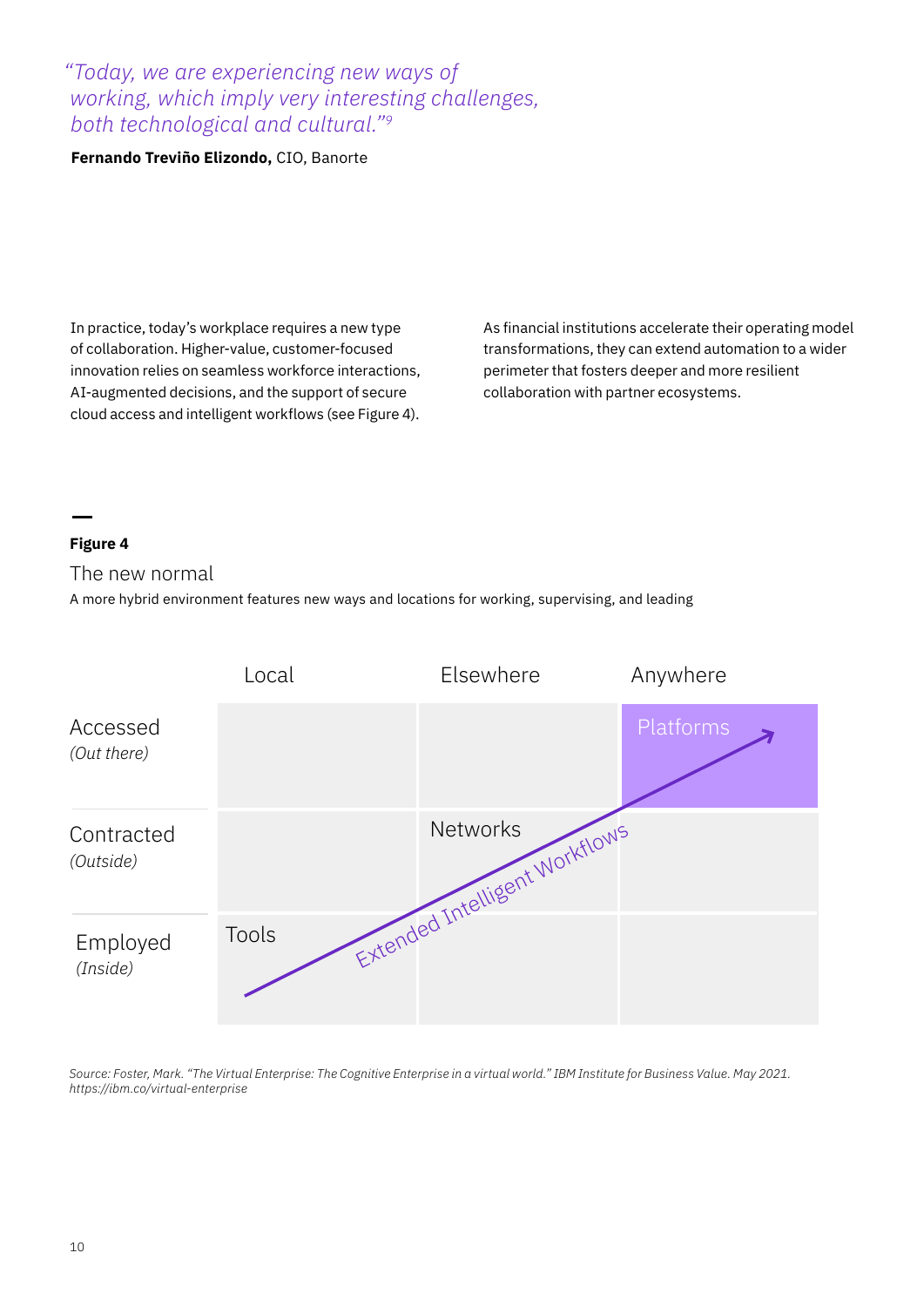> *"Today, we are experiencing new ways of working, which imply very interesting challenges, both technological and cultural."*[9]

**Fernando Treviño Elizondo,** CIO, Banorte

In practice, today's workplace requires a new type of collaboration. Higher-value, customer-focused innovation relies on seamless workforce interactions, AI-augmented decisions, and the support of secure cloud access and intelligent workflows (see Figure 4).

As financial institutions accelerate their operating model transformations, they can extend automation to a wider perimeter that fosters deeper and more resilient collaboration with partner ecosystems.

**Figure 4**

The new normal

A more hybrid environment features new ways and locations for working, supervising, and leading

| | Local | Elsewhere | Anywhere |
|---|---|---|---|
| Accessed *(Out there)* | | | Platforms |
| Contracted *(Outside)* | | Networks | |
| Employed *(Inside)* | Tools | | |

Extended Intelligent Workflows

*Source: Foster, Mark. "The Virtual Enterprise: The Cognitive Enterprise in a virtual world." IBM Institute for Business Value. May 2021. https://ibm.co/virtual-enterprise*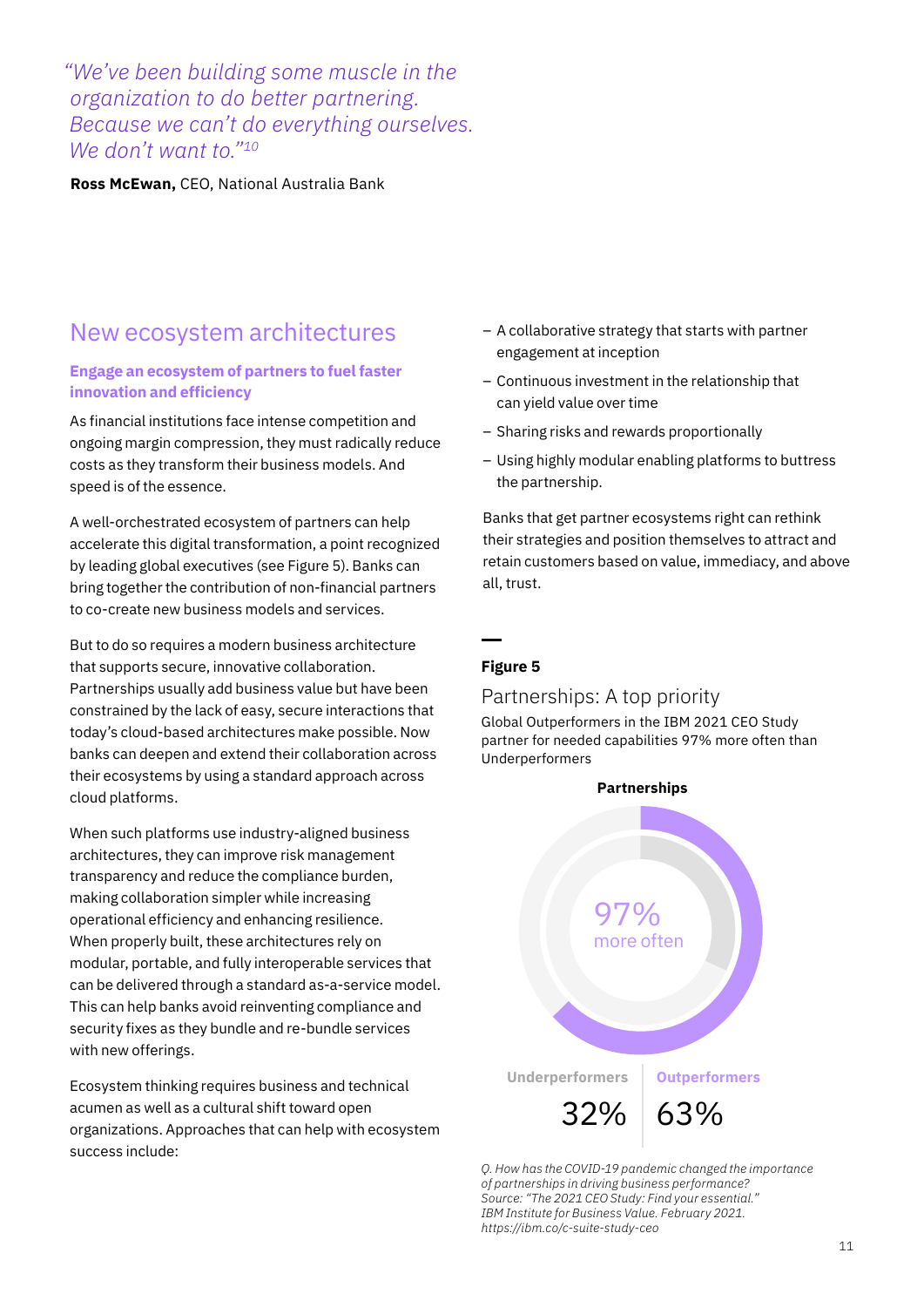*"We've been building some muscle in the organization to do better partnering. Because we can't do everything ourselves. We don't want to."*[10]

**Ross McEwan,** CEO, National Australia Bank

## New ecosystem architectures

### Engage an ecosystem of partners to fuel faster innovation and efficiency

As financial institutions face intense competition and ongoing margin compression, they must radically reduce costs as they transform their business models. And speed is of the essence.

A well-orchestrated ecosystem of partners can help accelerate this digital transformation, a point recognized by leading global executives (see Figure 5). Banks can bring together the contribution of non-financial partners to co-create new business models and services.

But to do so requires a modern business architecture that supports secure, innovative collaboration. Partnerships usually add business value but have been constrained by the lack of easy, secure interactions that today's cloud-based architectures make possible. Now banks can deepen and extend their collaboration across their ecosystems by using a standard approach across cloud platforms.

When such platforms use industry-aligned business architectures, they can improve risk management transparency and reduce the compliance burden, making collaboration simpler while increasing operational efficiency and enhancing resilience. When properly built, these architectures rely on modular, portable, and fully interoperable services that can be delivered through a standard as-a-service model. This can help banks avoid reinventing compliance and security fixes as they bundle and re-bundle services with new offerings.

Ecosystem thinking requires business and technical acumen as well as a cultural shift toward open organizations. Approaches that can help with ecosystem success include:

- A collaborative strategy that starts with partner engagement at inception
- Continuous investment in the relationship that can yield value over time
- Sharing risks and rewards proportionally
- Using highly modular enabling platforms to buttress the partnership.

Banks that get partner ecosystems right can rethink their strategies and position themselves to attract and retain customers based on value, immediacy, and above all, trust.

**Figure 5**

Partnerships: A top priority

Global Outperformers in the IBM 2021 CEO Study partner for needed capabilities 97% more often than Underperformers

**Partnerships**

97% more often

| Underperformers | Outperformers |
|---|---|
| 32% | 63% |

*Q. How has the COVID-19 pandemic changed the importance of partnerships in driving business performance?*
*Source: "The 2021 CEO Study: Find your essential." IBM Institute for Business Value. February 2021. https://ibm.co/c-suite-study-ceo*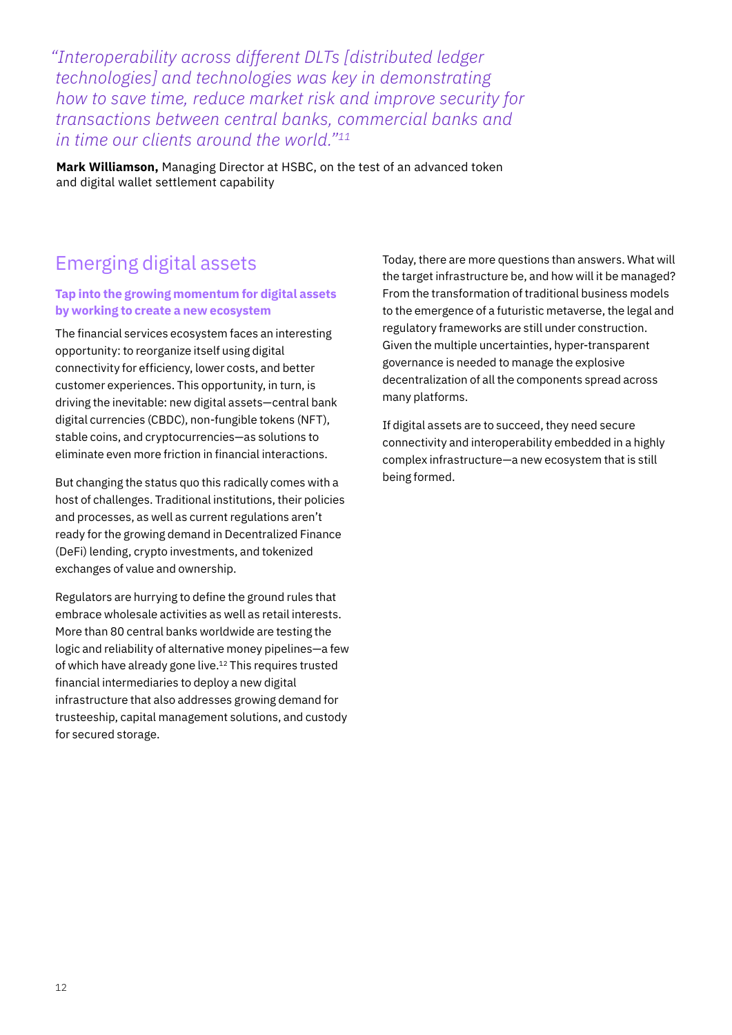*"Interoperability across different DLTs [distributed ledger technologies] and technologies was key in demonstrating how to save time, reduce market risk and improve security for transactions between central banks, commercial banks and in time our clients around the world."[11]*

**Mark Williamson,** Managing Director at HSBC, on the test of an advanced token and digital wallet settlement capability

## Emerging digital assets

### Tap into the growing momentum for digital assets by working to create a new ecosystem

The financial services ecosystem faces an interesting opportunity: to reorganize itself using digital connectivity for efficiency, lower costs, and better customer experiences. This opportunity, in turn, is driving the inevitable: new digital assets—central bank digital currencies (CBDC), non-fungible tokens (NFT), stable coins, and cryptocurrencies—as solutions to eliminate even more friction in financial interactions.

But changing the status quo this radically comes with a host of challenges. Traditional institutions, their policies and processes, as well as current regulations aren't ready for the growing demand in Decentralized Finance (DeFi) lending, crypto investments, and tokenized exchanges of value and ownership.

Regulators are hurrying to define the ground rules that embrace wholesale activities as well as retail interests. More than 80 central banks worldwide are testing the logic and reliability of alternative money pipelines—a few of which have already gone live.[12] This requires trusted financial intermediaries to deploy a new digital infrastructure that also addresses growing demand for trusteeship, capital management solutions, and custody for secured storage.

Today, there are more questions than answers. What will the target infrastructure be, and how will it be managed? From the transformation of traditional business models to the emergence of a futuristic metaverse, the legal and regulatory frameworks are still under construction. Given the multiple uncertainties, hyper-transparent governance is needed to manage the explosive decentralization of all the components spread across many platforms.

If digital assets are to succeed, they need secure connectivity and interoperability embedded in a highly complex infrastructure—a new ecosystem that is still being formed.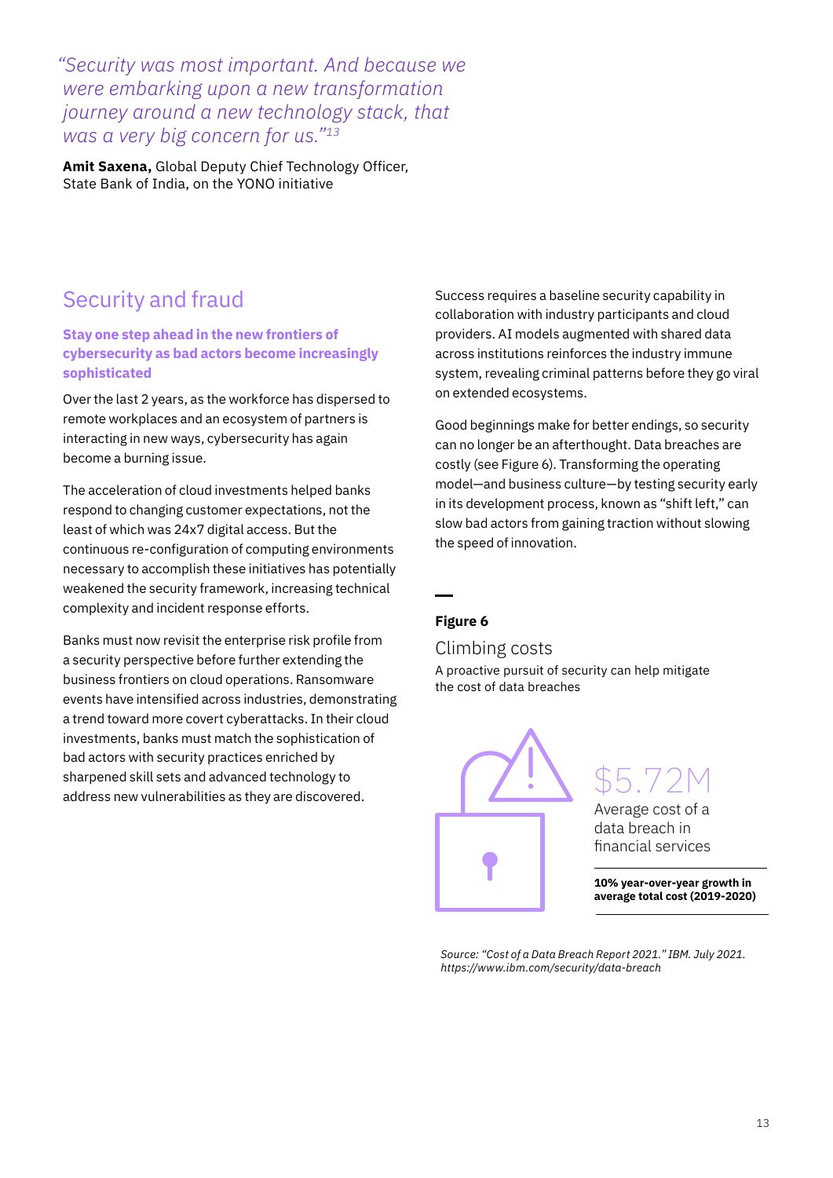*"Security was most important. And because we were embarking upon a new transformation journey around a new technology stack, that was a very big concern for us."[13]*

**Amit Saxena,** Global Deputy Chief Technology Officer, State Bank of India, on the YONO initiative

## Security and fraud

### Stay one step ahead in the new frontiers of cybersecurity as bad actors become increasingly sophisticated

Over the last 2 years, as the workforce has dispersed to remote workplaces and an ecosystem of partners is interacting in new ways, cybersecurity has again become a burning issue.

The acceleration of cloud investments helped banks respond to changing customer expectations, not the least of which was 24x7 digital access. But the continuous re-configuration of computing environments necessary to accomplish these initiatives has potentially weakened the security framework, increasing technical complexity and incident response efforts.

Banks must now revisit the enterprise risk profile from a security perspective before further extending the business frontiers on cloud operations. Ransomware events have intensified across industries, demonstrating a trend toward more covert cyberattacks. In their cloud investments, banks must match the sophistication of bad actors with security practices enriched by sharpened skill sets and advanced technology to address new vulnerabilities as they are discovered.

Success requires a baseline security capability in collaboration with industry participants and cloud providers. AI models augmented with shared data across institutions reinforces the industry immune system, revealing criminal patterns before they go viral on extended ecosystems.

Good beginnings make for better endings, so security can no longer be an afterthought. Data breaches are costly (see Figure 6). Transforming the operating model—and business culture—by testing security early in its development process, known as "shift left," can slow bad actors from gaining traction without slowing the speed of innovation.

**Figure 6**

Climbing costs

A proactive pursuit of security can help mitigate the cost of data breaches

$5.72M

Average cost of a data breach in financial services

**10% year-over-year growth in average total cost (2019-2020)**

*Source: "Cost of a Data Breach Report 2021." IBM. July 2021. https://www.ibm.com/security/data-breach*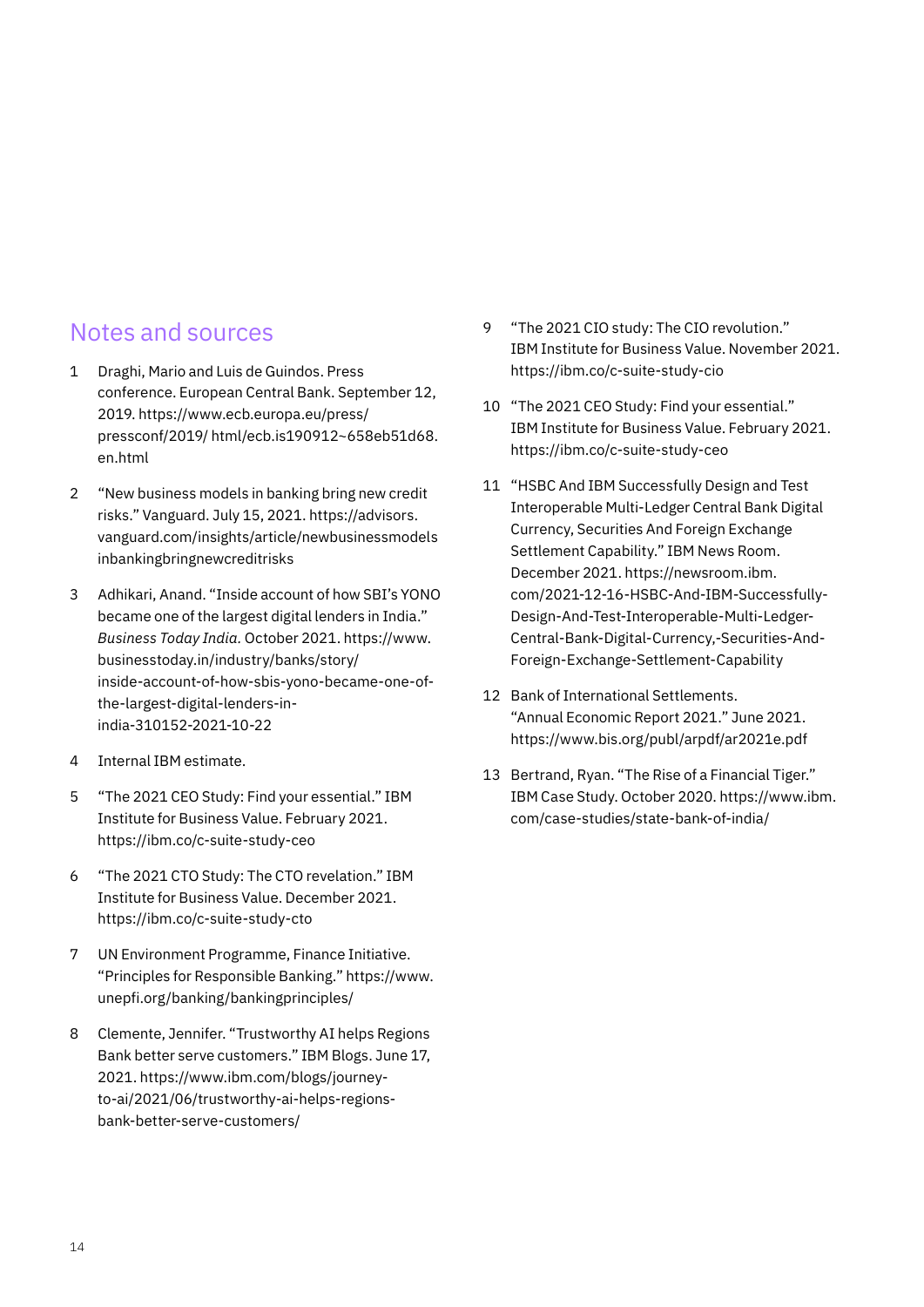## Notes and sources

1. Draghi, Mario and Luis de Guindos. Press conference. European Central Bank. September 12, 2019. https://www.ecb.europa.eu/press/pressconf/2019/ html/ecb.is190912~658eb51d68.en.html

2. "New business models in banking bring new credit risks." Vanguard. July 15, 2021. https://advisors.vanguard.com/insights/article/newbusinessmodelsinbankingbringnewcreditrisks

3. Adhikari, Anand. "Inside account of how SBI's YONO became one of the largest digital lenders in India." *Business Today India*. October 2021. https://www.businesstoday.in/industry/banks/story/inside-account-of-how-sbis-yono-became-one-of-the-largest-digital-lenders-in-india-310152-2021-10-22

4. Internal IBM estimate.

5. "The 2021 CEO Study: Find your essential." IBM Institute for Business Value. February 2021. https://ibm.co/c-suite-study-ceo

6. "The 2021 CTO Study: The CTO revelation." IBM Institute for Business Value. December 2021. https://ibm.co/c-suite-study-cto

7. UN Environment Programme, Finance Initiative. "Principles for Responsible Banking." https://www.unepfi.org/banking/bankingprinciples/

8. Clemente, Jennifer. "Trustworthy AI helps Regions Bank better serve customers." IBM Blogs. June 17, 2021. https://www.ibm.com/blogs/journey-to-ai/2021/06/trustworthy-ai-helps-regions-bank-better-serve-customers/

9. "The 2021 CIO study: The CIO revolution." IBM Institute for Business Value. November 2021. https://ibm.co/c-suite-study-cio

10. "The 2021 CEO Study: Find your essential." IBM Institute for Business Value. February 2021. https://ibm.co/c-suite-study-ceo

11. "HSBC And IBM Successfully Design and Test Interoperable Multi-Ledger Central Bank Digital Currency, Securities And Foreign Exchange Settlement Capability." IBM News Room. December 2021. https://newsroom.ibm.com/2021-12-16-HSBC-And-IBM-Successfully-Design-And-Test-Interoperable-Multi-Ledger-Central-Bank-Digital-Currency,-Securities-And-Foreign-Exchange-Settlement-Capability

12. Bank of International Settlements. "Annual Economic Report 2021." June 2021. https://www.bis.org/publ/arpdf/ar2021e.pdf

13. Bertrand, Ryan. "The Rise of a Financial Tiger." IBM Case Study. October 2020. https://www.ibm.com/case-studies/state-bank-of-india/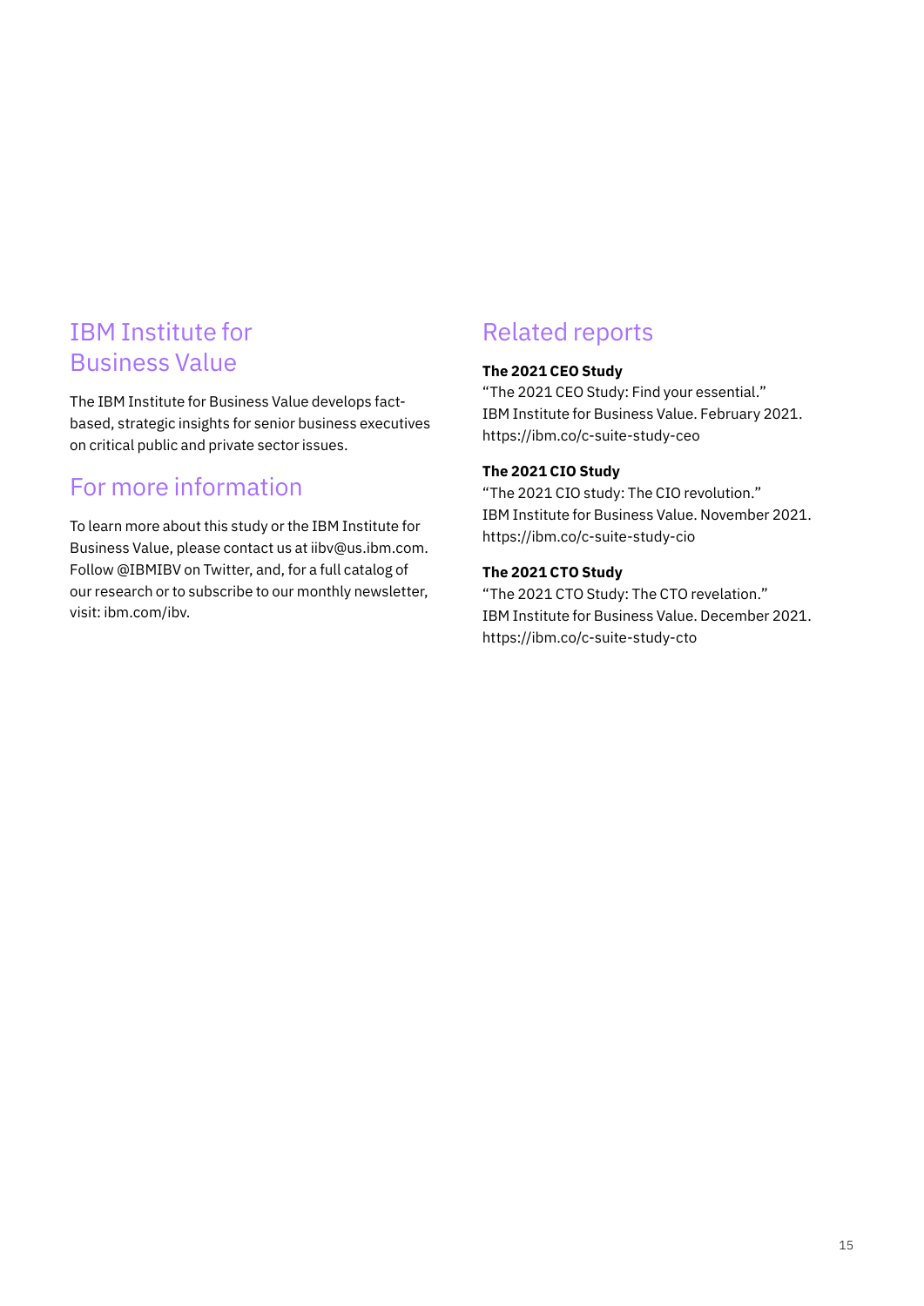## IBM Institute for Business Value

The IBM Institute for Business Value develops fact-based, strategic insights for senior business executives on critical public and private sector issues.

## For more information

To learn more about this study or the IBM Institute for Business Value, please contact us at iibv@us.ibm.com. Follow @IBMIBV on Twitter, and, for a full catalog of our research or to subscribe to our monthly newsletter, visit: ibm.com/ibv.

## Related reports

**The 2021 CEO Study**
"The 2021 CEO Study: Find your essential."
IBM Institute for Business Value. February 2021.
https://ibm.co/c-suite-study-ceo

**The 2021 CIO Study**
"The 2021 CIO study: The CIO revolution."
IBM Institute for Business Value. November 2021.
https://ibm.co/c-suite-study-cio

**The 2021 CTO Study**
"The 2021 CTO Study: The CTO revelation."
IBM Institute for Business Value. December 2021.
https://ibm.co/c-suite-study-cto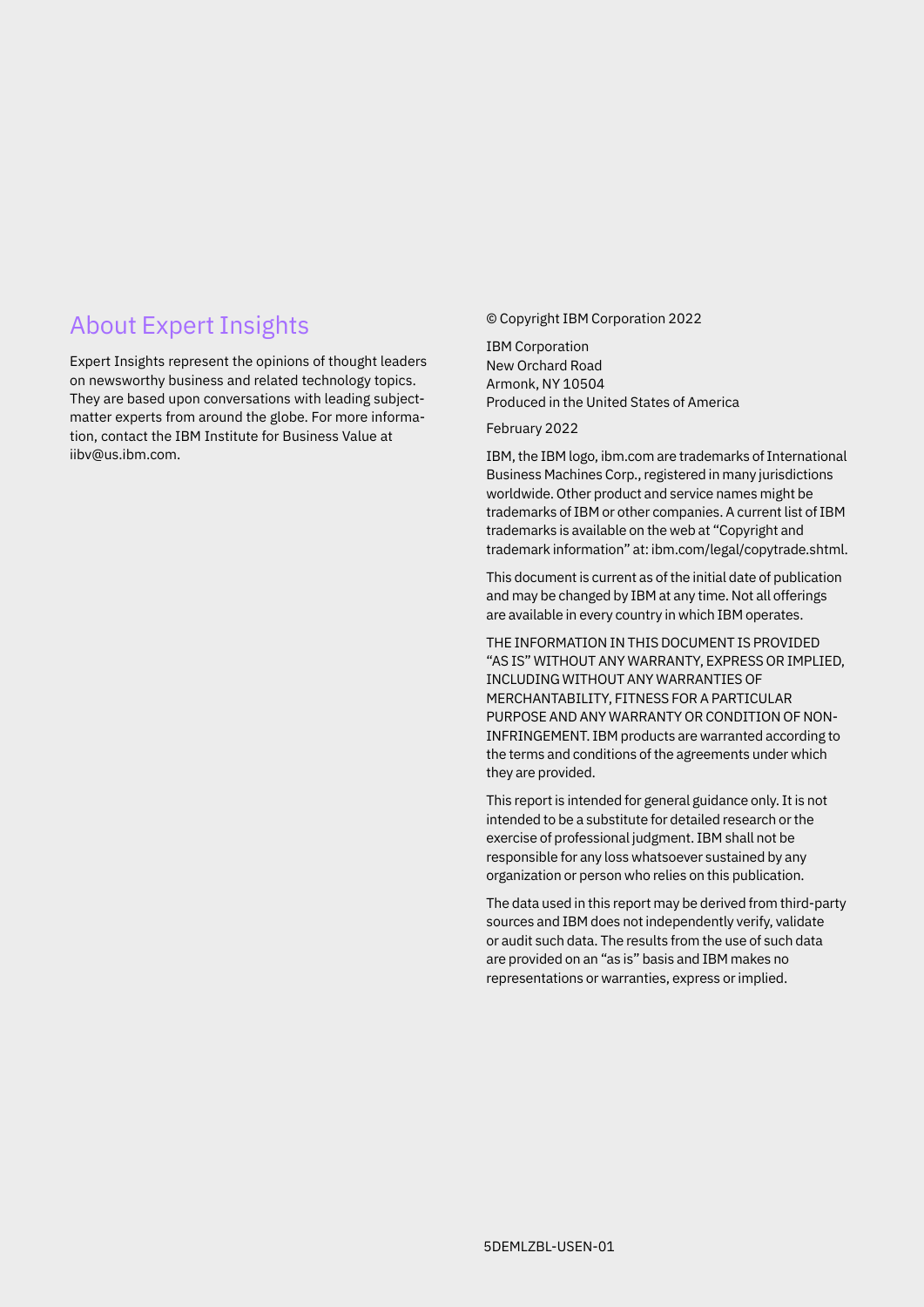## About Expert Insights

Expert Insights represent the opinions of thought leaders on newsworthy business and related technology topics. They are based upon conversations with leading subject-matter experts from around the globe. For more information, contact the IBM Institute for Business Value at iibv@us.ibm.com.

© Copyright IBM Corporation 2022

IBM Corporation
New Orchard Road
Armonk, NY 10504
Produced in the United States of America

February 2022

IBM, the IBM logo, ibm.com are trademarks of International Business Machines Corp., registered in many jurisdictions worldwide. Other product and service names might be trademarks of IBM or other companies. A current list of IBM trademarks is available on the web at "Copyright and trademark information" at: ibm.com/legal/copytrade.shtml.

This document is current as of the initial date of publication and may be changed by IBM at any time. Not all offerings are available in every country in which IBM operates.

THE INFORMATION IN THIS DOCUMENT IS PROVIDED "AS IS" WITHOUT ANY WARRANTY, EXPRESS OR IMPLIED, INCLUDING WITHOUT ANY WARRANTIES OF MERCHANTABILITY, FITNESS FOR A PARTICULAR PURPOSE AND ANY WARRANTY OR CONDITION OF NON-INFRINGEMENT. IBM products are warranted according to the terms and conditions of the agreements under which they are provided.

This report is intended for general guidance only. It is not intended to be a substitute for detailed research or the exercise of professional judgment. IBM shall not be responsible for any loss whatsoever sustained by any organization or person who relies on this publication.

The data used in this report may be derived from third-party sources and IBM does not independently verify, validate or audit such data. The results from the use of such data are provided on an "as is" basis and IBM makes no representations or warranties, express or implied.

5DEMLZBL-USEN-01